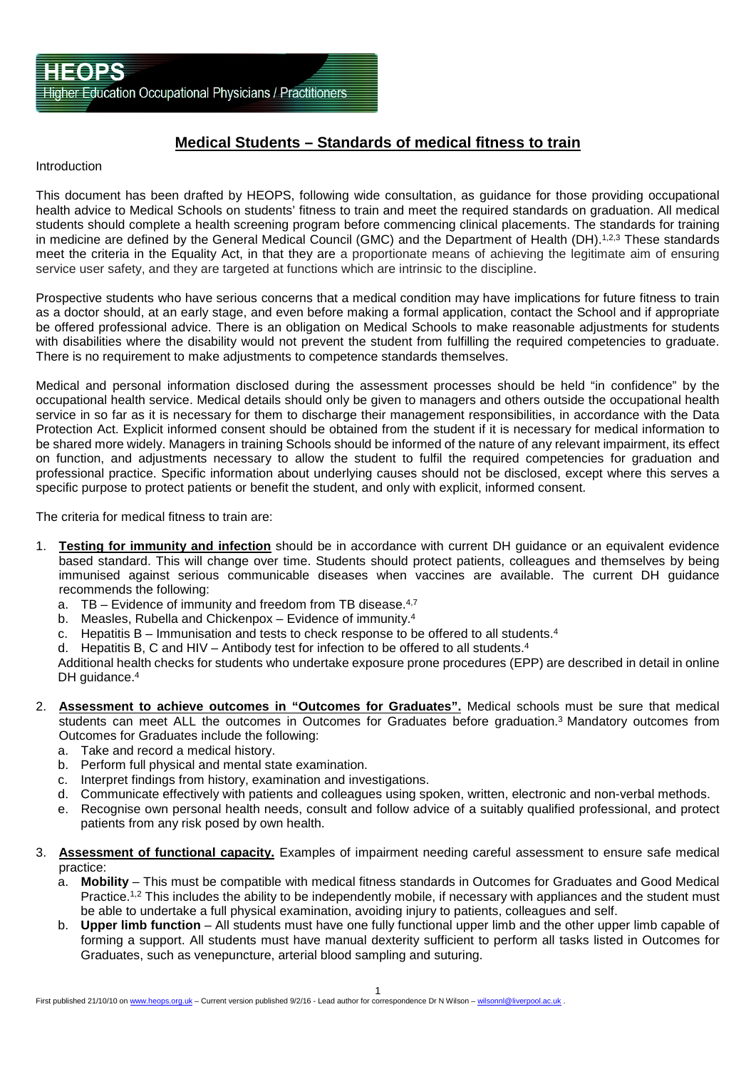HEOPS

Higher Education Occupational Physicians / Practitioners

# Medical Students – Standards of medical fitness to train

Introduction

This document has been drafted by HEOPS, following wide consultation, as guidance for those providing occupational health advice to Medical Schools on students' fitness to train and meet the required standards on graduation. All medical students should complete a health screening program before commencing clinical placements. The standards for training in medicine are defined by the General Medical Council (GMC) and the Department of Health (DH).[1,2,3] These standards meet the criteria in the Equality Act, in that they are a proportionate means of achieving the legitimate aim of ensuring service user safety, and they are targeted at functions which are intrinsic to the discipline.

Prospective students who have serious concerns that a medical condition may have implications for future fitness to train as a doctor should, at an early stage, and even before making a formal application, contact the School and if appropriate be offered professional advice. There is an obligation on Medical Schools to make reasonable adjustments for students with disabilities where the disability would not prevent the student from fulfilling the required competencies to graduate. There is no requirement to make adjustments to competence standards themselves.

Medical and personal information disclosed during the assessment processes should be held "in confidence" by the occupational health service. Medical details should only be given to managers and others outside the occupational health service in so far as it is necessary for them to discharge their management responsibilities, in accordance with the Data Protection Act. Explicit informed consent should be obtained from the student if it is necessary for medical information to be shared more widely. Managers in training Schools should be informed of the nature of any relevant impairment, its effect on function, and adjustments necessary to allow the student to fulfil the required competencies for graduation and professional practice. Specific information about underlying causes should not be disclosed, except where this serves a specific purpose to protect patients or benefit the student, and only with explicit, informed consent.

The criteria for medical fitness to train are:

1. **Testing for immunity and infection** should be in accordance with current DH guidance or an equivalent evidence based standard. This will change over time. Students should protect patients, colleagues and themselves by being immunised against serious communicable diseases when vaccines are available. The current DH guidance recommends the following:
   a. TB – Evidence of immunity and freedom from TB disease.[4,7]
   b. Measles, Rubella and Chickenpox – Evidence of immunity.[4]
   c. Hepatitis B – Immunisation and tests to check response to be offered to all students.[4]
   d. Hepatitis B, C and HIV – Antibody test for infection to be offered to all students.[4]

   Additional health checks for students who undertake exposure prone procedures (EPP) are described in detail in online DH guidance.[4]

2. **Assessment to achieve outcomes in "Outcomes for Graduates".** Medical schools must be sure that medical students can meet ALL the outcomes in Outcomes for Graduates before graduation.[3] Mandatory outcomes from Outcomes for Graduates include the following:
   a. Take and record a medical history.
   b. Perform full physical and mental state examination.
   c. Interpret findings from history, examination and investigations.
   d. Communicate effectively with patients and colleagues using spoken, written, electronic and non-verbal methods.
   e. Recognise own personal health needs, consult and follow advice of a suitably qualified professional, and protect patients from any risk posed by own health.

3. **Assessment of functional capacity.** Examples of impairment needing careful assessment to ensure safe medical practice:
   a. **Mobility** – This must be compatible with medical fitness standards in Outcomes for Graduates and Good Medical Practice.[1,2] This includes the ability to be independently mobile, if necessary with appliances and the student must be able to undertake a full physical examination, avoiding injury to patients, colleagues and self.
   b. **Upper limb function** – All students must have one fully functional upper limb and the other upper limb capable of forming a support. All students must have manual dexterity sufficient to perform all tasks listed in Outcomes for Graduates, such as venepuncture, arterial blood sampling and suturing.

First published 21/10/10 on www.heops.org.uk – Current version published 9/2/16 - Lead author for correspondence Dr N Wilson – wilsonnl@liverpool.ac.uk .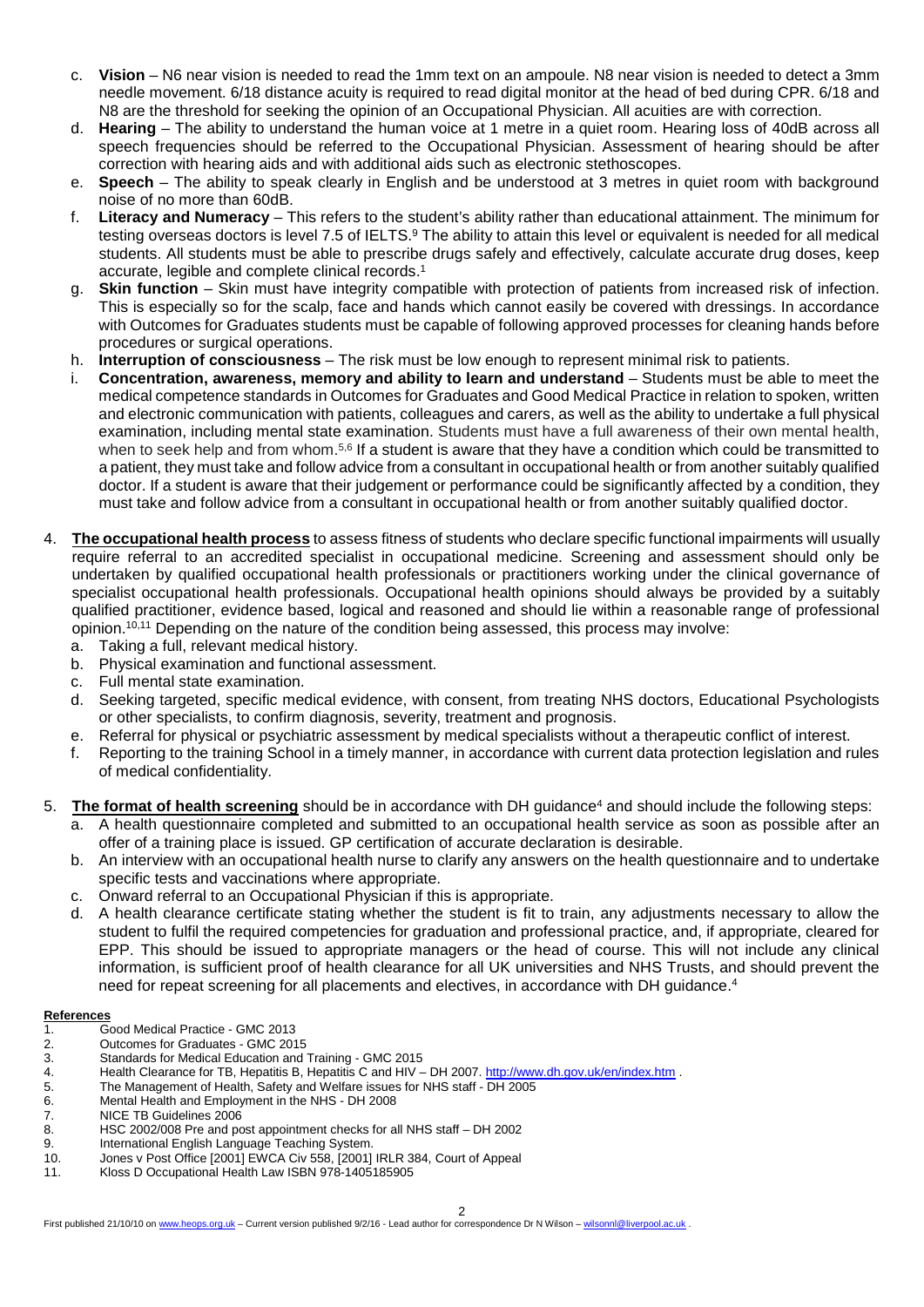c. **Vision** – N6 near vision is needed to read the 1mm text on an ampoule. N8 near vision is needed to detect a 3mm needle movement. 6/18 distance acuity is required to read digital monitor at the head of bed during CPR. 6/18 and N8 are the threshold for seeking the opinion of an Occupational Physician. All acuities are with correction.

d. **Hearing** – The ability to understand the human voice at 1 metre in a quiet room. Hearing loss of 40dB across all speech frequencies should be referred to the Occupational Physician. Assessment of hearing should be after correction with hearing aids and with additional aids such as electronic stethoscopes.

e. **Speech** – The ability to speak clearly in English and be understood at 3 metres in quiet room with background noise of no more than 60dB.

f. **Literacy and Numeracy** – This refers to the student's ability rather than educational attainment. The minimum for testing overseas doctors is level 7.5 of IELTS.[9] The ability to attain this level or equivalent is needed for all medical students. All students must be able to prescribe drugs safely and effectively, calculate accurate drug doses, keep accurate, legible and complete clinical records.[1]

g. **Skin function** – Skin must have integrity compatible with protection of patients from increased risk of infection. This is especially so for the scalp, face and hands which cannot easily be covered with dressings. In accordance with Outcomes for Graduates students must be capable of following approved processes for cleaning hands before procedures or surgical operations.

h. **Interruption of consciousness** – The risk must be low enough to represent minimal risk to patients.

i. **Concentration, awareness, memory and ability to learn and understand** – Students must be able to meet the medical competence standards in Outcomes for Graduates and Good Medical Practice in relation to spoken, written and electronic communication with patients, colleagues and carers, as well as the ability to undertake a full physical examination, including mental state examination. Students must have a full awareness of their own mental health, when to seek help and from whom.[5,6] If a student is aware that they have a condition which could be transmitted to a patient, they must take and follow advice from a consultant in occupational health or from another suitably qualified doctor. If a student is aware that their judgement or performance could be significantly affected by a condition, they must take and follow advice from a consultant in occupational health or from another suitably qualified doctor.

4. **The occupational health process** to assess fitness of students who declare specific functional impairments will usually require referral to an accredited specialist in occupational medicine. Screening and assessment should only be undertaken by qualified occupational health professionals or practitioners working under the clinical governance of specialist occupational health professionals. Occupational health opinions should always be provided by a suitably qualified practitioner, evidence based, logical and reasoned and should lie within a reasonable range of professional opinion.[10,11] Depending on the nature of the condition being assessed, this process may involve:
   a. Taking a full, relevant medical history.
   b. Physical examination and functional assessment.
   c. Full mental state examination.
   d. Seeking targeted, specific medical evidence, with consent, from treating NHS doctors, Educational Psychologists or other specialists, to confirm diagnosis, severity, treatment and prognosis.
   e. Referral for physical or psychiatric assessment by medical specialists without a therapeutic conflict of interest.
   f. Reporting to the training School in a timely manner, in accordance with current data protection legislation and rules of medical confidentiality.

5. **The format of health screening** should be in accordance with DH guidance[4] and should include the following steps:
   a. A health questionnaire completed and submitted to an occupational health service as soon as possible after an offer of a training place is issued. GP certification of accurate declaration is desirable.
   b. An interview with an occupational health nurse to clarify any answers on the health questionnaire and to undertake specific tests and vaccinations where appropriate.
   c. Onward referral to an Occupational Physician if this is appropriate.
   d. A health clearance certificate stating whether the student is fit to train, any adjustments necessary to allow the student to fulfil the required competencies for graduation and professional practice, and, if appropriate, cleared for EPP. This should be issued to appropriate managers or the head of course. This will not include any clinical information, is sufficient proof of health clearance for all UK universities and NHS Trusts, and should prevent the need for repeat screening for all placements and electives, in accordance with DH guidance.[4]

**References**

1. Good Medical Practice - GMC 2013
2. Outcomes for Graduates - GMC 2015
3. Standards for Medical Education and Training - GMC 2015
4. Health Clearance for TB, Hepatitis B, Hepatitis C and HIV – DH 2007. http://www.dh.gov.uk/en/index.htm .
5. The Management of Health, Safety and Welfare issues for NHS staff - DH 2005
6. Mental Health and Employment in the NHS - DH 2008
7. NICE TB Guidelines 2006
8. HSC 2002/008 Pre and post appointment checks for all NHS staff – DH 2002
9. International English Language Teaching System.
10. Jones v Post Office [2001] EWCA Civ 558, [2001] IRLR 384, Court of Appeal
11. Kloss D Occupational Health Law ISBN 978-1405185905

First published 21/10/10 on www.heops.org.uk – Current version published 9/2/16 - Lead author for correspondence Dr N Wilson – wilsonnl@liverpool.ac.uk .